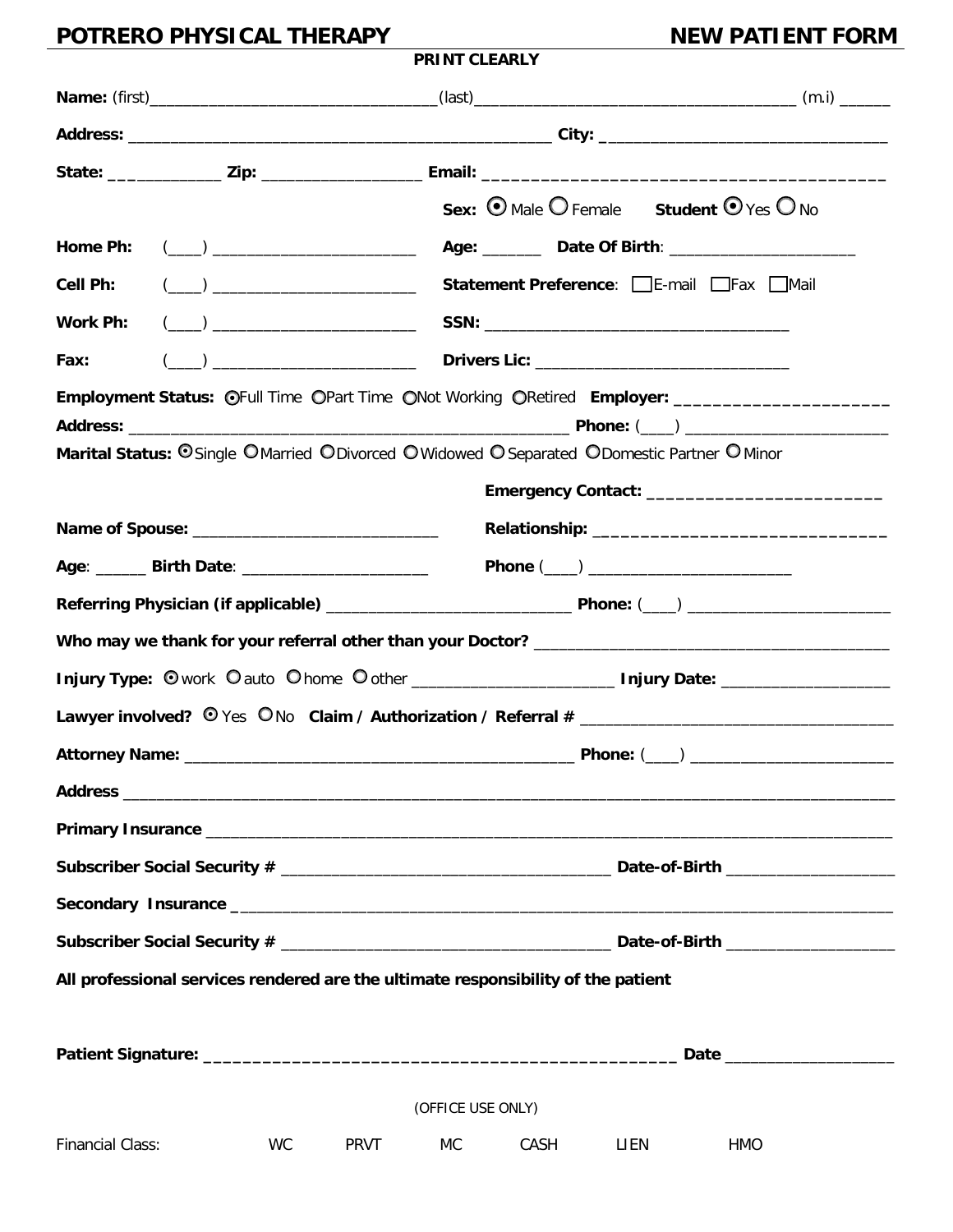# POTRERO PHYSICAL THERAPY — NEW PATIENT FORM

**PRINT CLEARLY**

**Name:** (first)________________________________(last)____________________________________ (m.i) ______

**Address:** ________________________________________________ **City:** _________________________________

**State:** _____________ **Zip:** __________________ **Email:** ________________________________________

**Sex:** ◉ Male ○ Female **Student** ◉ Yes ○ No

**Home Ph:** (____) ________________________ **Age:** _______ **Date Of Birth**: ______________________

**Cell Ph:** (____) ________________________ **Statement Preference**: ☐ E-mail ☐ Fax ☐ Mail

**Work Ph:** (____) ________________________ **SSN:** ___________________________________

**Fax:** (____) ________________________ **Drivers Lic:** ______________________________

**Employment Status:** ◉ Full Time ○ Part Time ○ Not Working ○ Retired **Employer:** ______________________

**Address:** __________________________________________________ **Phone:** (____) ________________________

**Marital Status:** ◉ Single ○ Married ○ Divorced ○ Widowed ○ Separated ○ Domestic Partner ○ Minor

**Emergency Contact:** ________________________

**Name of Spouse:** ____________________________ **Relationship:** ______________________________

**Age**: ______ **Birth Date**: ______________________ **Phone** (____) ________________________

**Referring Physician (if applicable)** ____________________________ **Phone:** (____) ________________________

**Who may we thank for your referral other than your Doctor?** __________________________________________

**Injury Type:** ◉ work ○ auto ○ home ○ other ________________________ **Injury Date:** ____________________

**Lawyer involved?** ◉ Yes ○ No **Claim / Authorization / Referral #** ___________________________________

**Attorney Name:** ____________________________________________ **Phone:** (____) ________________________

**Address** _____________________________________________________________________________________

**Primary Insurance** ______________________________________________________________________________

**Subscriber Social Security #** ______________________________________ **Date-of-Birth** ____________________

**Secondary Insurance** ____________________________________________________________________________

**Subscriber Social Security #** ______________________________________ **Date-of-Birth** ____________________

***All professional services rendered are the ultimate responsibility of the patient***

**Patient Signature:** _________________________________________________ **Date** ____________________

(OFFICE USE ONLY)

Financial Class: WC PRVT MC CASH LIEN HMO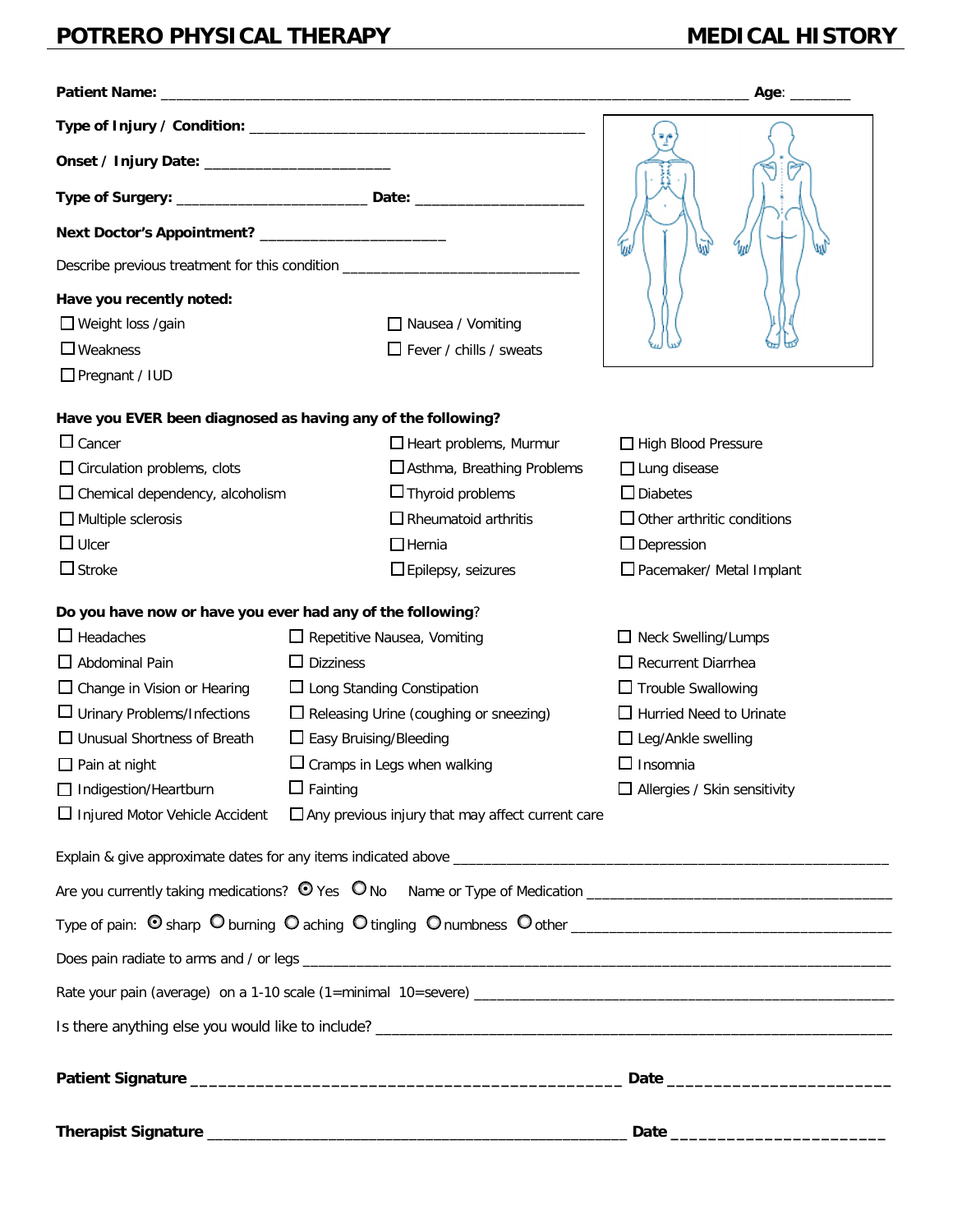# POTRERO PHYSICAL THERAPY — MEDICAL HISTORY

**Patient Name:** ______________________________________________________________ **Age**: _______

**Type of Injury / Condition:** ________________________________________

**Onset / Injury Date:** ______________________

**Type of Surgery:** _______________________ **Date:** ____________________

**Next Doctor's Appointment?** ______________________

Describe previous treatment for this condition _____________________________

**Have you recently noted:**

- ☐ Weight loss /gain
- ☐ Nausea / Vomiting
- ☐ Weakness
- ☐ Fever / chills / sweats
- ☐ Pregnant / IUD

**Have you EVER been diagnosed as having any of the following?**

| | | |
|---|---|---|
| ☐ Cancer | ☐ Heart problems, Murmur | ☐ High Blood Pressure |
| ☐ Circulation problems, clots | ☐ Asthma, Breathing Problems | ☐ Lung disease |
| ☐ Chemical dependency, alcoholism | ☐ Thyroid problems | ☐ Diabetes |
| ☐ Multiple sclerosis | ☐ Rheumatoid arthritis | ☐ Other arthritic conditions |
| ☐ Ulcer | ☐ Hernia | ☐ Depression |
| ☐ Stroke | ☐ Epilepsy, seizures | ☐ Pacemaker/ Metal Implant |

**Do you have now or have you ever had any of the following**?

| | | |
|---|---|---|
| ☐ Headaches | ☐ Repetitive Nausea, Vomiting | ☐ Neck Swelling/Lumps |
| ☐ Abdominal Pain | ☐ Dizziness | ☐ Recurrent Diarrhea |
| ☐ Change in Vision or Hearing | ☐ Long Standing Constipation | ☐ Trouble Swallowing |
| ☐ Urinary Problems/Infections | ☐ Releasing Urine (coughing or sneezing) | ☐ Hurried Need to Urinate |
| ☐ Unusual Shortness of Breath | ☐ Easy Bruising/Bleeding | ☐ Leg/Ankle swelling |
| ☐ Pain at night | ☐ Cramps in Legs when walking | ☐ Insomnia |
| ☐ Indigestion/Heartburn | ☐ Fainting | ☐ Allergies / Skin sensitivity |
| ☐ Injured Motor Vehicle Accident | ☐ Any previous injury that may affect current care | |

Explain & give approximate dates for any items indicated above ________________________________________________

Are you currently taking medications? ◉ Yes ○ No   Name or Type of Medication ____________________________________

Type of pain: ◉ sharp ○ burning ○ aching ○ tingling ○ numbness ○ other _____________________________________

Does pain radiate to arms and / or legs ____________________________________________________________________

Rate your pain (average) on a 1-10 scale (1=minimal 10=severe) _______________________________________________

Is there anything else you would like to include? ______________________________________________________

**Patient Signature** ____________________________________________ **Date** ______________________

**Therapist Signature** ____________________________________________ **Date** ______________________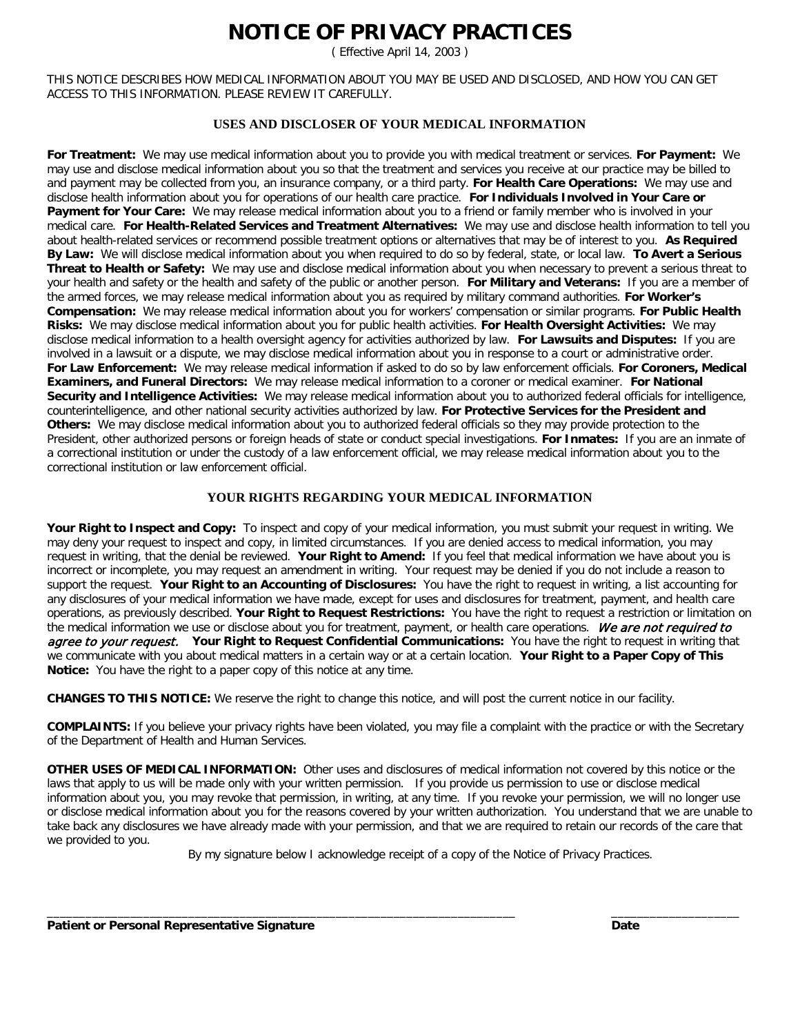# NOTICE OF PRIVACY PRACTICES

( Effective April 14, 2003 )

THIS NOTICE DESCRIBES HOW MEDICAL INFORMATION ABOUT YOU MAY BE USED AND DISCLOSED, AND HOW YOU CAN GET ACCESS TO THIS INFORMATION. PLEASE REVIEW IT CAREFULLY.

## USES AND DISCLOSER OF YOUR MEDICAL INFORMATION

**For Treatment:** We may use medical information about you to provide you with medical treatment or services. **For Payment:** We may use and disclose medical information about you so that the treatment and services you receive at our practice may be billed to and payment may be collected from you, an insurance company, or a third party. **For Health Care Operations:** We may use and disclose health information about you for operations of our health care practice. **For Individuals Involved in Your Care or Payment for Your Care:** We may release medical information about you to a friend or family member who is involved in your medical care. **For Health-Related Services and Treatment Alternatives:** We may use and disclose health information to tell you about health-related services or recommend possible treatment options or alternatives that may be of interest to you. **As Required By Law:** We will disclose medical information about you when required to do so by federal, state, or local law. **To Avert a Serious Threat to Health or Safety:** We may use and disclose medical information about you when necessary to prevent a serious threat to your health and safety or the health and safety of the public or another person. **For Military and Veterans:** If you are a member of the armed forces, we may release medical information about you as required by military command authorities. **For Worker's Compensation:** We may release medical information about you for workers' compensation or similar programs. **For Public Health Risks:** We may disclose medical information about you for public health activities. **For Health Oversight Activities:** We may disclose medical information to a health oversight agency for activities authorized by law. **For Lawsuits and Disputes:** If you are involved in a lawsuit or a dispute, we may disclose medical information about you in response to a court or administrative order. **For Law Enforcement:** We may release medical information if asked to do so by law enforcement officials. **For Coroners, Medical Examiners, and Funeral Directors:** We may release medical information to a coroner or medical examiner. **For National Security and Intelligence Activities:** We may release medical information about you to authorized federal officials for intelligence, counterintelligence, and other national security activities authorized by law. **For Protective Services for the President and Others:** We may disclose medical information about you to authorized federal officials so they may provide protection to the President, other authorized persons or foreign heads of state or conduct special investigations. **For Inmates:** If you are an inmate of a correctional institution or under the custody of a law enforcement official, we may release medical information about you to the correctional institution or law enforcement official.

## YOUR RIGHTS REGARDING YOUR MEDICAL INFORMATION

**Your Right to Inspect and Copy:** To inspect and copy of your medical information, you must submit your request in writing. We may deny your request to inspect and copy, in limited circumstances. If you are denied access to medical information, you may request in writing, that the denial be reviewed. **Your Right to Amend:** If you feel that medical information we have about you is incorrect or incomplete, you may request an amendment in writing. Your request may be denied if you do not include a reason to support the request. **Your Right to an Accounting of Disclosures:** You have the right to request in writing, a list accounting for any disclosures of your medical information we have made, except for uses and disclosures for treatment, payment, and health care operations, as previously described. **Your Right to Request Restrictions:** You have the right to request a restriction or limitation on the medical information we use or disclose about you for treatment, payment, or health care operations. *We are not required to agree to your request.* **Your Right to Request Confidential Communications:** You have the right to request in writing that we communicate with you about medical matters in a certain way or at a certain location. **Your Right to a Paper Copy of This Notice:** You have the right to a paper copy of this notice at any time.

**CHANGES TO THIS NOTICE:** We reserve the right to change this notice, and will post the current notice in our facility.

**COMPLAINTS:** If you believe your privacy rights have been violated, you may file a complaint with the practice or with the Secretary of the Department of Health and Human Services.

**OTHER USES OF MEDICAL INFORMATION:** Other uses and disclosures of medical information not covered by this notice or the laws that apply to us will be made only with your written permission. If you provide us permission to use or disclose medical information about you, you may revoke that permission, in writing, at any time. If you revoke your permission, we will no longer use or disclose medical information about you for the reasons covered by your written authorization. You understand that we are unable to take back any disclosures we have already made with your permission, and that we are required to retain our records of the care that we provided to you.

By my signature below I acknowledge receipt of a copy of the Notice of Privacy Practices.

______________________________________________________________________ ___________________

**Patient or Personal Representative Signature** **Date**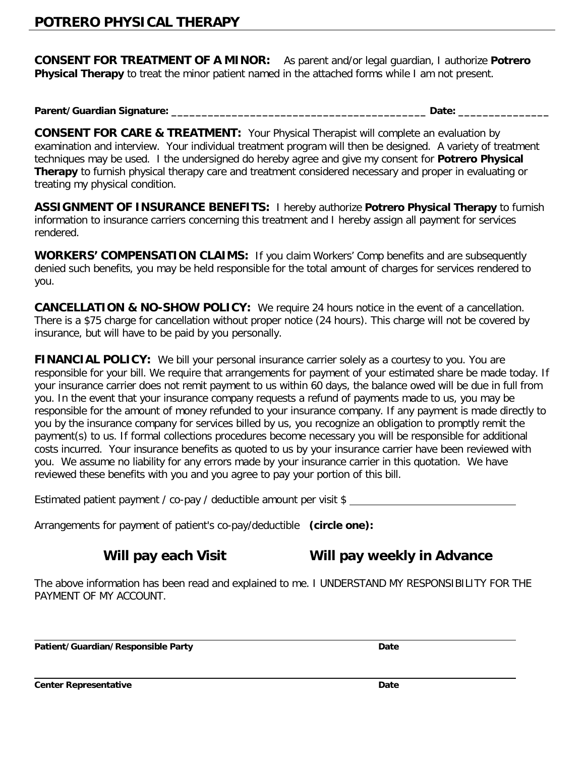# POTRERO PHYSICAL THERAPY

**CONSENT FOR TREATMENT OF A MINOR:** As parent and/or legal guardian, I authorize **Potrero Physical Therapy** to treat the minor patient named in the attached forms while I am not present.

**Parent/Guardian Signature:** ___________________________________________ **Date:** _______________

**CONSENT FOR CARE & TREATMENT:** Your Physical Therapist will complete an evaluation by examination and interview. Your individual treatment program will then be designed. A variety of treatment techniques may be used. I the undersigned do hereby agree and give my consent for **Potrero Physical Therapy** to furnish physical therapy care and treatment considered necessary and proper in evaluating or treating my physical condition.

**ASSIGNMENT OF INSURANCE BENEFITS:** I hereby authorize **Potrero Physical Therapy** to furnish information to insurance carriers concerning this treatment and I hereby assign all payment for services rendered.

**WORKERS' COMPENSATION CLAIMS:** If you claim Workers' Comp benefits and are subsequently denied such benefits, you may be held responsible for the total amount of charges for services rendered to you.

**CANCELLATION & NO-SHOW POLICY:** We require 24 hours notice in the event of a cancellation. There is a $75 charge for cancellation without proper notice (24 hours). This charge will not be covered by insurance, but will have to be paid by you personally.

**FINANCIAL POLICY:** We bill your personal insurance carrier solely as a courtesy to you. You are responsible for your bill. We require that arrangements for payment of your estimated share be made today. If your insurance carrier does not remit payment to us within 60 days, the balance owed will be due in full from you. In the event that your insurance company requests a refund of payments made to us, you may be responsible for the amount of money refunded to your insurance company. If any payment is made directly to you by the insurance company for services billed by us, you recognize an obligation to promptly remit the payment(s) to us. If formal collections procedures become necessary you will be responsible for additional costs incurred. Your insurance benefits as quoted to us by your insurance carrier have been reviewed with you. We assume no liability for any errors made by your insurance carrier in this quotation. We have reviewed these benefits with you and you agree to pay your portion of this bill.

Estimated patient payment / co-pay / deductible amount per visit $ ______________________________

Arrangements for payment of patient's co-pay/deductible **(circle one):**

**Will pay each Visit** **Will pay weekly in Advance**

The above information has been read and explained to me. I UNDERSTAND MY RESPONSIBILITY FOR THE PAYMENT OF MY ACCOUNT.

______________________________________________________________________

**Patient/Guardian/Responsible Party** **Date**

______________________________________________________________________

**Center Representative** **Date**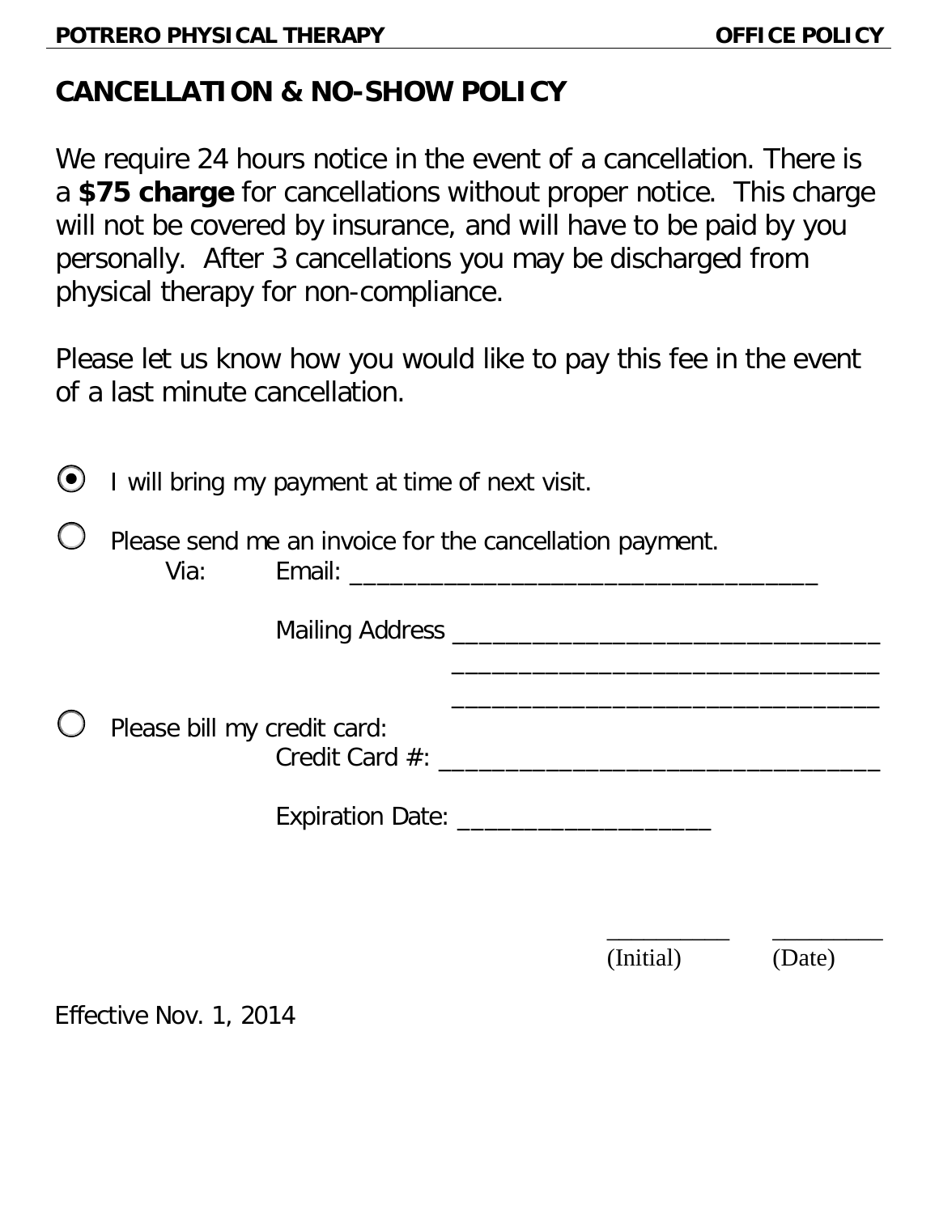# CANCELLATION & NO-SHOW POLICY

We require 24 hours notice in the event of a cancellation. There is a **$75 charge** for cancellations without proper notice. This charge will not be covered by insurance, and will have to be paid by you personally. After 3 cancellations you may be discharged from physical therapy for non-compliance.

Please let us know how you would like to pay this fee in the event of a last minute cancellation.

- (●) I will bring my payment at time of next visit.
- ( ) Please send me an invoice for the cancellation payment.
  Via: Email: ___________________________________
  
  Mailing Address ________________________________
  ________________________________
  ________________________________
- ( ) Please bill my credit card:
  Credit Card #: _________________________________
  
  Expiration Date: ___________________

__________ (Initial) __________ (Date)

Effective Nov. 1, 2014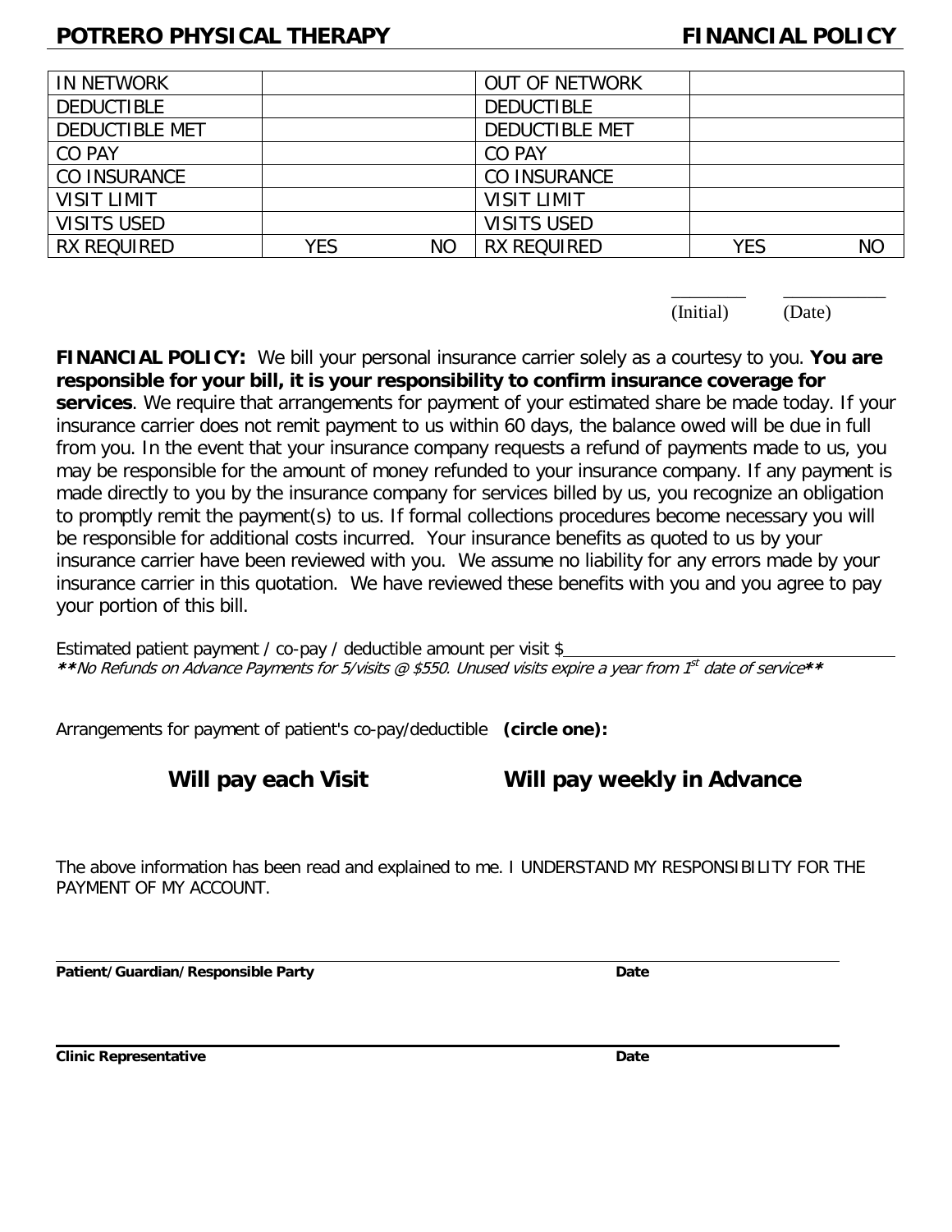# POTRERO PHYSICAL THERAPY — FINANCIAL POLICY

| | | | | | |
|---|---|---|---|---|---|
| IN NETWORK | | | OUT OF NETWORK | | |
| DEDUCTIBLE | | | DEDUCTIBLE | | |
| DEDUCTIBLE MET | | | DEDUCTIBLE MET | | |
| CO PAY | | | CO PAY | | |
| CO INSURANCE | | | CO INSURANCE | | |
| VISIT LIMIT | | | VISIT LIMIT | | |
| VISITS USED | | | VISITS USED | | |
| RX REQUIRED | YES | NO | RX REQUIRED | YES | NO |

________ ___________
(Initial) (Date)

**FINANCIAL POLICY:** We bill your personal insurance carrier solely as a courtesy to you. **You are responsible for your bill, it is your responsibility to confirm insurance coverage for services**. We require that arrangements for payment of your estimated share be made today. If your insurance carrier does not remit payment to us within 60 days, the balance owed will be due in full from you. In the event that your insurance company requests a refund of payments made to us, you may be responsible for the amount of money refunded to your insurance company. If any payment is made directly to you by the insurance company for services billed by us, you recognize an obligation to promptly remit the payment(s) to us. If formal collections procedures become necessary you will be responsible for additional costs incurred. Your insurance benefits as quoted to us by your insurance carrier have been reviewed with you. We assume no liability for any errors made by your insurance carrier in this quotation. We have reviewed these benefits with you and you agree to pay your portion of this bill.

Estimated patient payment / co-pay / deductible amount per visit $________________________________

***\*\*No Refunds on Advance Payments for 5/visits @ $550. Unused visits expire a year from 1st date of service\*\****

Arrangements for payment of patient's co-pay/deductible **(circle one):**

**Will pay each Visit** **Will pay weekly in Advance**

The above information has been read and explained to me. I UNDERSTAND MY RESPONSIBILITY FOR THE PAYMENT OF MY ACCOUNT.

______________________________________________________________________

**Patient/Guardian/Responsible Party** **Date**

______________________________________________________________________

**Clinic Representative** **Date**